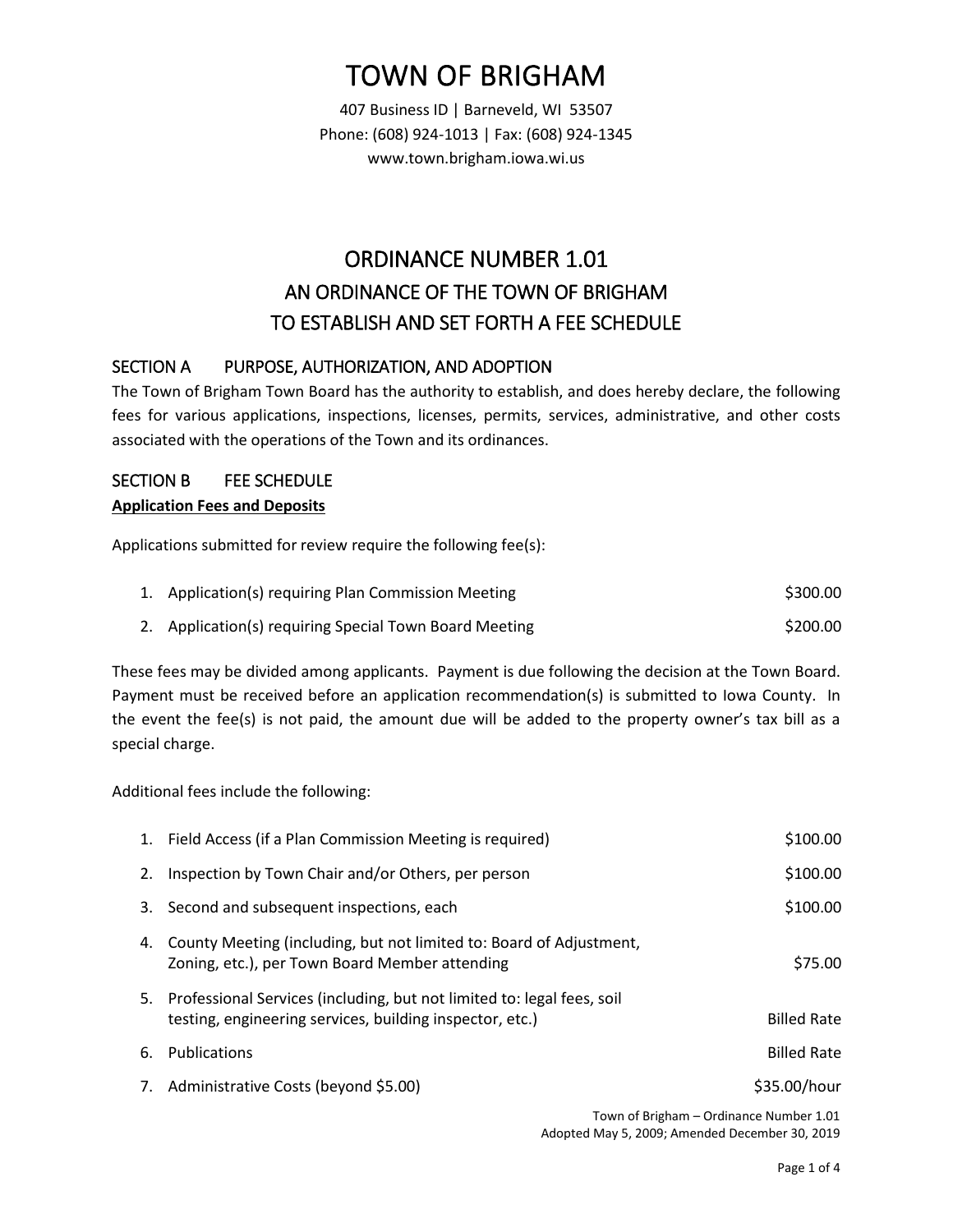# TOWN OF BRIGHAM

407 Business ID | Barneveld, WI 53507
Phone: (608) 924-1013 | Fax: (608) 924-1345
www.town.brigham.iowa.wi.us

## ORDINANCE NUMBER 1.01
## AN ORDINANCE OF THE TOWN OF BRIGHAM
## TO ESTABLISH AND SET FORTH A FEE SCHEDULE

### SECTION A PURPOSE, AUTHORIZATION, AND ADOPTION

The Town of Brigham Town Board has the authority to establish, and does hereby declare, the following fees for various applications, inspections, licenses, permits, services, administrative, and other costs associated with the operations of the Town and its ordinances.

### SECTION B FEE SCHEDULE

**Application Fees and Deposits**

Applications submitted for review require the following fee(s):

1. Application(s) requiring Plan Commission Meeting — $300.00
2. Application(s) requiring Special Town Board Meeting — $200.00

These fees may be divided among applicants. Payment is due following the decision at the Town Board. Payment must be received before an application recommendation(s) is submitted to Iowa County. In the event the fee(s) is not paid, the amount due will be added to the property owner's tax bill as a special charge.

Additional fees include the following:

1. Field Access (if a Plan Commission Meeting is required) — $100.00
2. Inspection by Town Chair and/or Others, per person — $100.00
3. Second and subsequent inspections, each — $100.00
4. County Meeting (including, but not limited to: Board of Adjustment, Zoning, etc.), per Town Board Member attending — $75.00
5. Professional Services (including, but not limited to: legal fees, soil testing, engineering services, building inspector, etc.) — Billed Rate
6. Publications — Billed Rate
7. Administrative Costs (beyond $5.00) — $35.00/hour

Town of Brigham – Ordinance Number 1.01
Adopted May 5, 2009; Amended December 30, 2019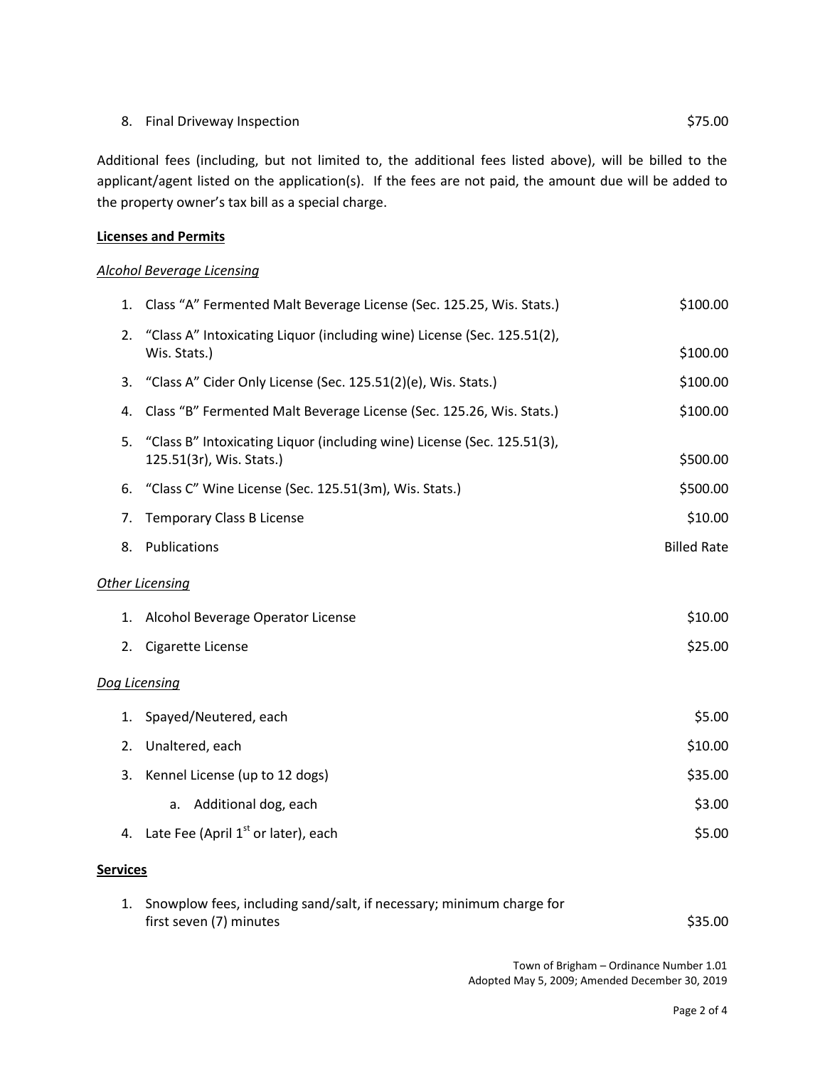8. Final Driveway Inspection $75.00

Additional fees (including, but not limited to, the additional fees listed above), will be billed to the applicant/agent listed on the application(s). If the fees are not paid, the amount due will be added to the property owner's tax bill as a special charge.

**Licenses and Permits**

*Alcohol Beverage Licensing*

| | | |
|---|---|---|
| 1. | Class "A" Fermented Malt Beverage License (Sec. 125.25, Wis. Stats.) | $100.00 |
| 2. | "Class A" Intoxicating Liquor (including wine) License (Sec. 125.51(2), Wis. Stats.) | $100.00 |
| 3. | "Class A" Cider Only License (Sec. 125.51(2)(e), Wis. Stats.) | $100.00 |
| 4. | Class "B" Fermented Malt Beverage License (Sec. 125.26, Wis. Stats.) | $100.00 |
| 5. | "Class B" Intoxicating Liquor (including wine) License (Sec. 125.51(3), 125.51(3r), Wis. Stats.) | $500.00 |
| 6. | "Class C" Wine License (Sec. 125.51(3m), Wis. Stats.) | $500.00 |
| 7. | Temporary Class B License | $10.00 |
| 8. | Publications | Billed Rate |

*Other Licensing*

| | | |
|---|---|---|
| 1. | Alcohol Beverage Operator License | $10.00 |
| 2. | Cigarette License | $25.00 |

*Dog Licensing*

| | | |
|---|---|---|
| 1. | Spayed/Neutered, each | $5.00 |
| 2. | Unaltered, each | $10.00 |
| 3. | Kennel License (up to 12 dogs) | $35.00 |
| | a. Additional dog, each | $3.00 |
| 4. | Late Fee (April 1st or later), each | $5.00 |

**Services**

| | | |
|---|---|---|
| 1. | Snowplow fees, including sand/salt, if necessary; minimum charge for first seven (7) minutes | $35.00 |

Town of Brigham – Ordinance Number 1.01
Adopted May 5, 2009; Amended December 30, 2019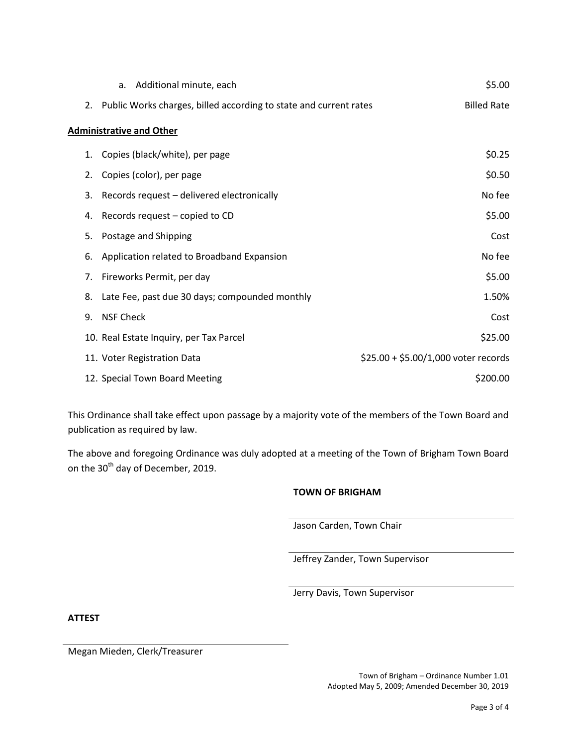a. Additional minute, each $5.00

2. Public Works charges, billed according to state and current rates Billed Rate

**Administrative and Other**

| Item | Fee |
|---|---|
| 1. Copies (black/white), per page | $0.25 |
| 2. Copies (color), per page | $0.50 |
| 3. Records request – delivered electronically | No fee |
| 4. Records request – copied to CD | $5.00 |
| 5. Postage and Shipping | Cost |
| 6. Application related to Broadband Expansion | No fee |
| 7. Fireworks Permit, per day | $5.00 |
| 8. Late Fee, past due 30 days; compounded monthly | 1.50% |
| 9. NSF Check | Cost |
| 10. Real Estate Inquiry, per Tax Parcel | $25.00 |
| 11. Voter Registration Data | $25.00 + $5.00/1,000 voter records |
| 12. Special Town Board Meeting | $200.00 |

This Ordinance shall take effect upon passage by a majority vote of the members of the Town Board and publication as required by law.

The above and foregoing Ordinance was duly adopted at a meeting of the Town of Brigham Town Board on the 30th day of December, 2019.

**TOWN OF BRIGHAM**

Jason Carden, Town Chair

Jeffrey Zander, Town Supervisor

Jerry Davis, Town Supervisor

**ATTEST**

Megan Mieden, Clerk/Treasurer

Town of Brigham – Ordinance Number 1.01
Adopted May 5, 2009; Amended December 30, 2019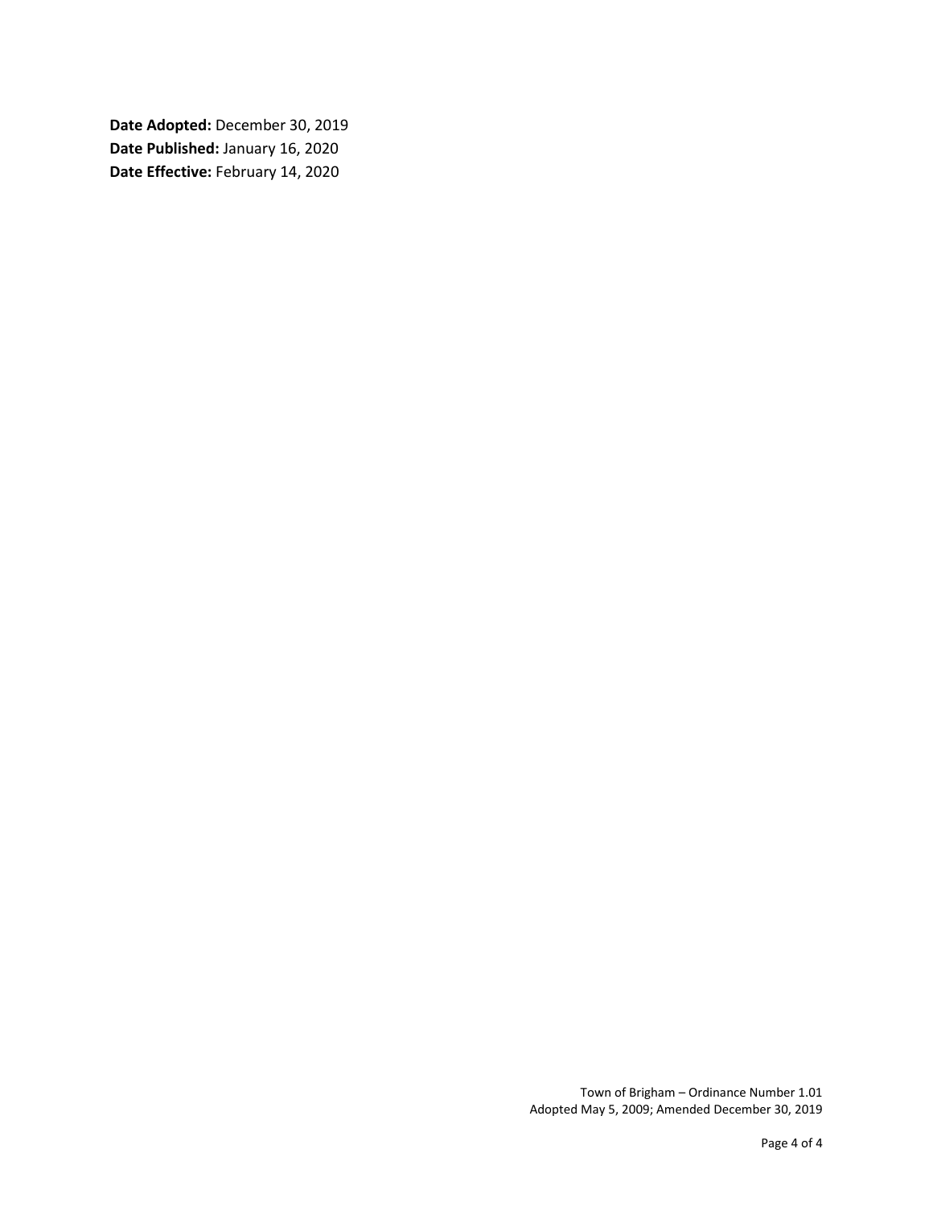**Date Adopted:** December 30, 2019
**Date Published:** January 16, 2020
**Date Effective:** February 14, 2020